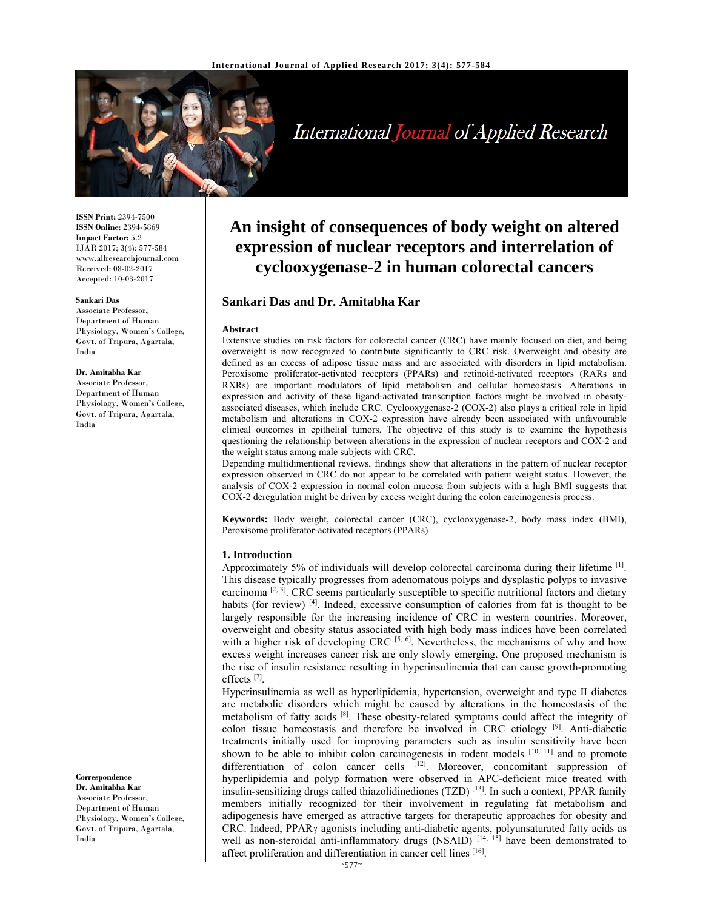# An insight of consequences of body weight on altered expression of nuclear receptors and interrelation of cyclooxygenase-2 in human colorectal cancers

**Sankari Das and Dr. Amitabha Kar**

ISSN Print: 2394-7500
ISSN Online: 2394-5869
Impact Factor: 5.2
IJAR 2017; 3(4): 577-584
www.allresearchjournal.com
Received: 08-02-2017
Accepted: 10-03-2017

**Sankari Das**
Associate Professor, Department of Human Physiology, Women's College, Govt. of Tripura, Agartala, India

**Dr. Amitabha Kar**
Associate Professor, Department of Human Physiology, Women's College, Govt. of Tripura, Agartala, India

**Correspondence**
**Dr. Amitabha Kar**
Associate Professor, Department of Human Physiology, Women's College, Govt. of Tripura, Agartala, India

### Abstract

Extensive studies on risk factors for colorectal cancer (CRC) have mainly focused on diet, and being overweight is now recognized to contribute significantly to CRC risk. Overweight and obesity are defined as an excess of adipose tissue mass and are associated with disorders in lipid metabolism. Peroxisome proliferator-activated receptors (PPARs) and retinoid-activated receptors (RARs and RXRs) are important modulators of lipid metabolism and cellular homeostasis. Alterations in expression and activity of these ligand-activated transcription factors might be involved in obesity-associated diseases, which include CRC. Cyclooxygenase-2 (COX-2) also plays a critical role in lipid metabolism and alterations in COX-2 expression have already been associated with unfavourable clinical outcomes in epithelial tumors. The objective of this study is to examine the hypothesis questioning the relationship between alterations in the expression of nuclear receptors and COX-2 and the weight status among male subjects with CRC.

Depending multidimentional reviews, findings show that alterations in the pattern of nuclear receptor expression observed in CRC do not appear to be correlated with patient weight status. However, the analysis of COX-2 expression in normal colon mucosa from subjects with a high BMI suggests that COX-2 deregulation might be driven by excess weight during the colon carcinogenesis process.

**Keywords:** Body weight, colorectal cancer (CRC), cyclooxygenase-2, body mass index (BMI), Peroxisome proliferator-activated receptors (PPARs)

## 1. Introduction

Approximately 5% of individuals will develop colorectal carcinoma during their lifetime [1]. This disease typically progresses from adenomatous polyps and dysplastic polyps to invasive carcinoma [2, 3]. CRC seems particularly susceptible to specific nutritional factors and dietary habits (for review) [4]. Indeed, excessive consumption of calories from fat is thought to be largely responsible for the increasing incidence of CRC in western countries. Moreover, overweight and obesity status associated with high body mass indices have been correlated with a higher risk of developing CRC [5, 6]. Nevertheless, the mechanisms of why and how excess weight increases cancer risk are only slowly emerging. One proposed mechanism is the rise of insulin resistance resulting in hyperinsulinemia that can cause growth-promoting effects [7].

Hyperinsulinemia as well as hyperlipidemia, hypertension, overweight and type II diabetes are metabolic disorders which might be caused by alterations in the homeostasis of the metabolism of fatty acids [8]. These obesity-related symptoms could affect the integrity of colon tissue homeostasis and therefore be involved in CRC etiology [9]. Anti-diabetic treatments initially used for improving parameters such as insulin sensitivity have been shown to be able to inhibit colon carcinogenesis in rodent models [10, 11] and to promote differentiation of colon cancer cells [12]. Moreover, concomitant suppression of hyperlipidemia and polyp formation were observed in APC-deficient mice treated with insulin-sensitizing drugs called thiazolidinediones (TZD) [13]. In such a context, PPAR family members initially recognized for their involvement in regulating fat metabolism and adipogenesis have emerged as attractive targets for therapeutic approaches for obesity and CRC. Indeed, PPARγ agonists including anti-diabetic agents, polyunsaturated fatty acids as well as non-steroidal anti-inflammatory drugs (NSAID) [14, 15] have been demonstrated to affect proliferation and differentiation in cancer cell lines [16].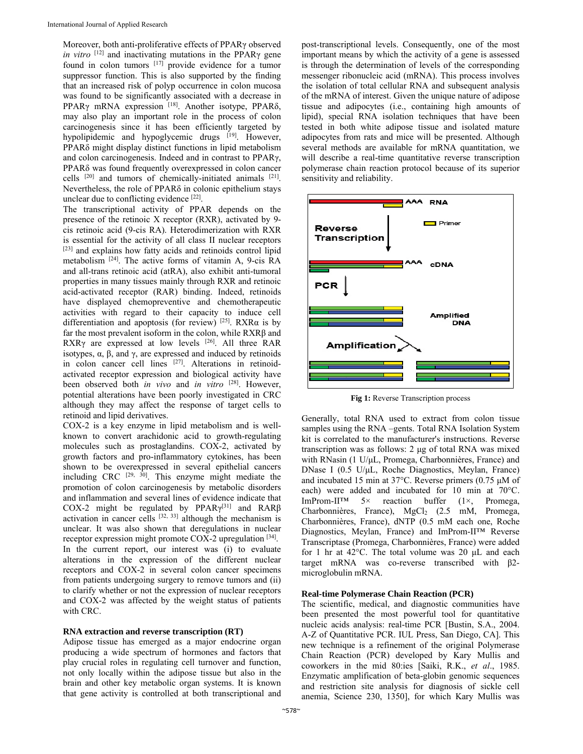Moreover, both anti-proliferative effects of PPARγ observed *in vitro* [12] and inactivating mutations in the PPARγ gene found in colon tumors [17] provide evidence for a tumor suppressor function. This is also supported by the finding that an increased risk of polyp occurrence in colon mucosa was found to be significantly associated with a decrease in PPARγ mRNA expression [18]. Another isotype, PPARδ, may also play an important role in the process of colon carcinogenesis since it has been efficiently targeted by hypolipidemic and hypoglycemic drugs [19]. However, PPARδ might display distinct functions in lipid metabolism and colon carcinogenesis. Indeed and in contrast to PPARγ, PPARδ was found frequently overexpressed in colon cancer cells [20] and tumors of chemically-initiated animals [21]. Nevertheless, the role of PPARδ in colonic epithelium stays unclear due to conflicting evidence [22].

The transcriptional activity of PPAR depends on the presence of the retinoic X receptor (RXR), activated by 9-cis retinoic acid (9-cis RA). Heterodimerization with RXR is essential for the activity of all class II nuclear receptors [23] and explains how fatty acids and retinoids control lipid metabolism [24]. The active forms of vitamin A, 9-cis RA and all-trans retinoic acid (atRA), also exhibit anti-tumoral properties in many tissues mainly through RXR and retinoic acid-activated receptor (RAR) binding. Indeed, retinoids have displayed chemopreventive and chemotherapeutic activities with regard to their capacity to induce cell differentiation and apoptosis (for review) [25]. RXRα is by far the most prevalent isoform in the colon, while RXRβ and RXRγ are expressed at low levels [26]. All three RAR isotypes, α, β, and γ, are expressed and induced by retinoids in colon cancer cell lines [27]. Alterations in retinoid-activated receptor expression and biological activity have been observed both *in vivo* and *in vitro* [28]. However, potential alterations have been poorly investigated in CRC although they may affect the response of target cells to retinoid and lipid derivatives.

COX-2 is a key enzyme in lipid metabolism and is well-known to convert arachidonic acid to growth-regulating molecules such as prostaglandins. COX-2, activated by growth factors and pro-inflammatory cytokines, has been shown to be overexpressed in several epithelial cancers including CRC [29, 30]. This enzyme might mediate the promotion of colon carcinogenesis by metabolic disorders and inflammation and several lines of evidence indicate that COX-2 might be regulated by PPARγ[31] and RARβ activation in cancer cells [32, 33] although the mechanism is unclear. It was also shown that deregulations in nuclear receptor expression might promote COX-2 upregulation [34].

In the current report, our interest was (i) to evaluate alterations in the expression of the different nuclear receptors and COX-2 in several colon cancer specimens from patients undergoing surgery to remove tumors and (ii) to clarify whether or not the expression of nuclear receptors and COX-2 was affected by the weight status of patients with CRC.

**RNA extraction and reverse transcription (RT)**

Adipose tissue has emerged as a major endocrine organ producing a wide spectrum of hormones and factors that play crucial roles in regulating cell turnover and function, not only locally within the adipose tissue but also in the brain and other key metabolic organ systems. It is known that gene activity is controlled at both transcriptional and post-transcriptional levels. Consequently, one of the most important means by which the activity of a gene is assessed is through the determination of levels of the corresponding messenger ribonucleic acid (mRNA). This process involves the isolation of total cellular RNA and subsequent analysis of the mRNA of interest. Given the unique nature of adipose tissue and adipocytes (i.e., containing high amounts of lipid), special RNA isolation techniques that have been tested in both white adipose tissue and isolated mature adipocytes from rats and mice will be presented. Although several methods are available for mRNA quantitation, we will describe a real-time quantitative reverse transcription polymerase chain reaction protocol because of its superior sensitivity and reliability.

AAA RNA
Primer
Reverse Transcription
AAA cDNA
PCR
Amplified DNA
Amplification

**Fig 1:** Reverse Transcription process

Generally, total RNA used to extract from colon tissue samples using the RNA –gents. Total RNA Isolation System kit is correlated to the manufacturer's instructions. Reverse transcription was as follows: 2 μg of total RNA was mixed with RNasin (1 U/μL, Promega, Charbonnières, France) and DNase I (0.5 U/μL, Roche Diagnostics, Meylan, France) and incubated 15 min at 37°C. Reverse primers (0.75 μM of each) were added and incubated for 10 min at 70°C. ImProm-II™ 5× reaction buffer (1×, Promega, Charbonnières, France), $MgCl_2$ (2.5 mM, Promega, Charbonnières, France), dNTP (0.5 mM each one, Roche Diagnostics, Meylan, France) and ImProm-II™ Reverse Transcriptase (Promega, Charbonnières, France) were added for 1 hr at 42°C. The total volume was 20 μL and each target mRNA was co-reverse transcribed with β2-microglobulin mRNA.

**Real-time Polymerase Chain Reaction (PCR)**

The scientific, medical, and diagnostic communities have been presented the most powerful tool for quantitative nucleic acids analysis: real-time PCR [Bustin, S.A., 2004. A-Z of Quantitative PCR. IUL Press, San Diego, CA]. This new technique is a refinement of the original Polymerase Chain Reaction (PCR) developed by Kary Mullis and coworkers in the mid 80:ies [Saiki, R.K., *et al*., 1985. Enzymatic amplification of beta-globin genomic sequences and restriction site analysis for diagnosis of sickle cell anemia, Science 230, 1350], for which Kary Mullis was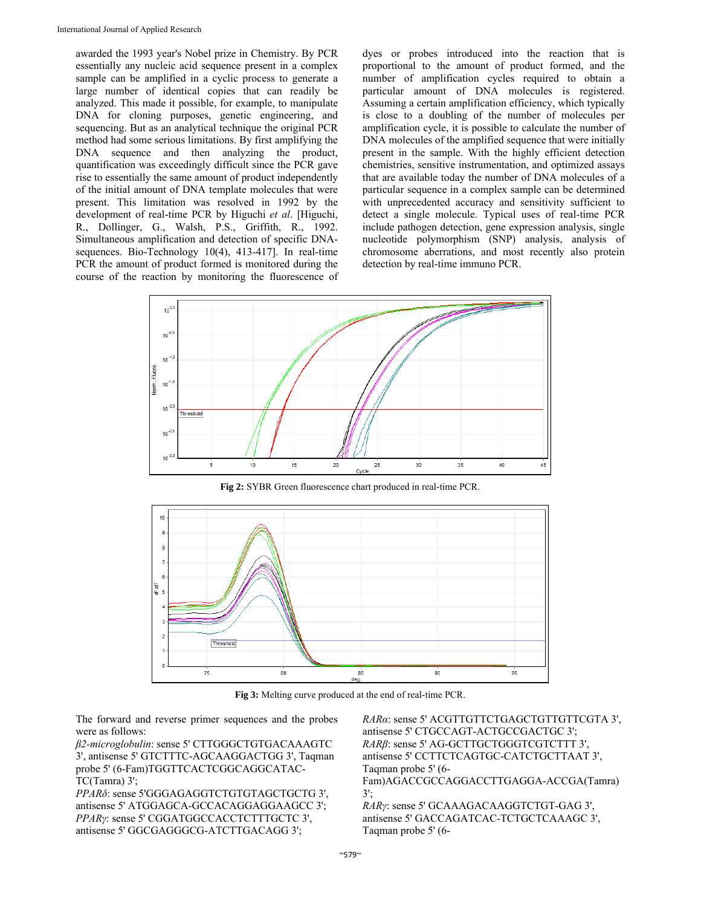awarded the 1993 year's Nobel prize in Chemistry. By PCR essentially any nucleic acid sequence present in a complex sample can be amplified in a cyclic process to generate a large number of identical copies that can readily be analyzed. This made it possible, for example, to manipulate DNA for cloning purposes, genetic engineering, and sequencing. But as an analytical technique the original PCR method had some serious limitations. By first amplifying the DNA sequence and then analyzing the product, quantification was exceedingly difficult since the PCR gave rise to essentially the same amount of product independently of the initial amount of DNA template molecules that were present. This limitation was resolved in 1992 by the development of real-time PCR by Higuchi *et al*. [Higuchi, R., Dollinger, G., Walsh, P.S., Griffith, R., 1992. Simultaneous amplification and detection of specific DNA-sequences. Bio-Technology 10(4), 413-417]. In real-time PCR the amount of product formed is monitored during the course of the reaction by monitoring the fluorescence of dyes or probes introduced into the reaction that is proportional to the amount of product formed, and the number of amplification cycles required to obtain a particular amount of DNA molecules is registered. Assuming a certain amplification efficiency, which typically is close to a doubling of the number of molecules per amplification cycle, it is possible to calculate the number of DNA molecules of the amplified sequence that were initially present in the sample. With the highly efficient detection chemistries, sensitive instrumentation, and optimized assays that are available today the number of DNA molecules of a particular sequence in a complex sample can be determined with unprecedented accuracy and sensitivity sufficient to detect a single molecule. Typical uses of real-time PCR include pathogen detection, gene expression analysis, single nucleotide polymorphism (SNP) analysis, analysis of chromosome aberrations, and most recently also protein detection by real-time immuno PCR.

Norm. Fluoro.
$10^{0.0}$
$10^{-0.5}$
$10^{-1.0}$
$10^{-1.5}$
$10^{-2.0}$
$10^{-2.5}$
$10^{-3.0}$
Threshold
5 10 15 20 25 30 35 40 45
Cycle

**Fig 2:** SYBR Green fluorescence chart produced in real-time PCR.

dF/dT
10
9
8
7
6
5
4
3
2
1
0
Threshold
75 80 85 90 95
deg.

**Fig 3:** Melting curve produced at the end of real-time PCR.

The forward and reverse primer sequences and the probes were as follows:

*β2-microglobulin*: sense 5' CTTGGGCTGTGACAAAGTC 3', antisense 5' GTCTTTC-AGCAAGGACTGG 3', Taqman probe 5' (6-Fam)TGGTTCACTCGGCAGGCATAC-TC(Tamra) 3';

*PPARδ*: sense 5'GGGAGAGGTCTGTGTAGCTGCTG 3', antisense 5' ATGGAGCA-GCCACAGGAGGAAGCC 3';

*PPARγ*: sense 5' CGGATGGCCACCTCTTTGCTC 3', antisense 5' GGCGAGGGCG-ATCTTGACAGG 3';

*RARα*: sense 5' ACGTTGTTCTGAGCTGTTGTTCGTA 3', antisense 5' CTGCCAGT-ACTGCCGACTGC 3';

*RARβ*: sense 5' AG-GCTTGCTGGGTCGTCTTT 3', antisense 5' CCTTCTCAGTGC-CATCTGCTTAAT 3', Taqman probe 5' (6-Fam)AGACCGCCAGGACCTTGAGGA-ACCGA(Tamra) 3';

*RARγ*: sense 5' GCAAAGACAAGGTCTGT-GAG 3', antisense 5' GACCAGATCAC-TCTGCTCAAAGC 3', Taqman probe 5' (6-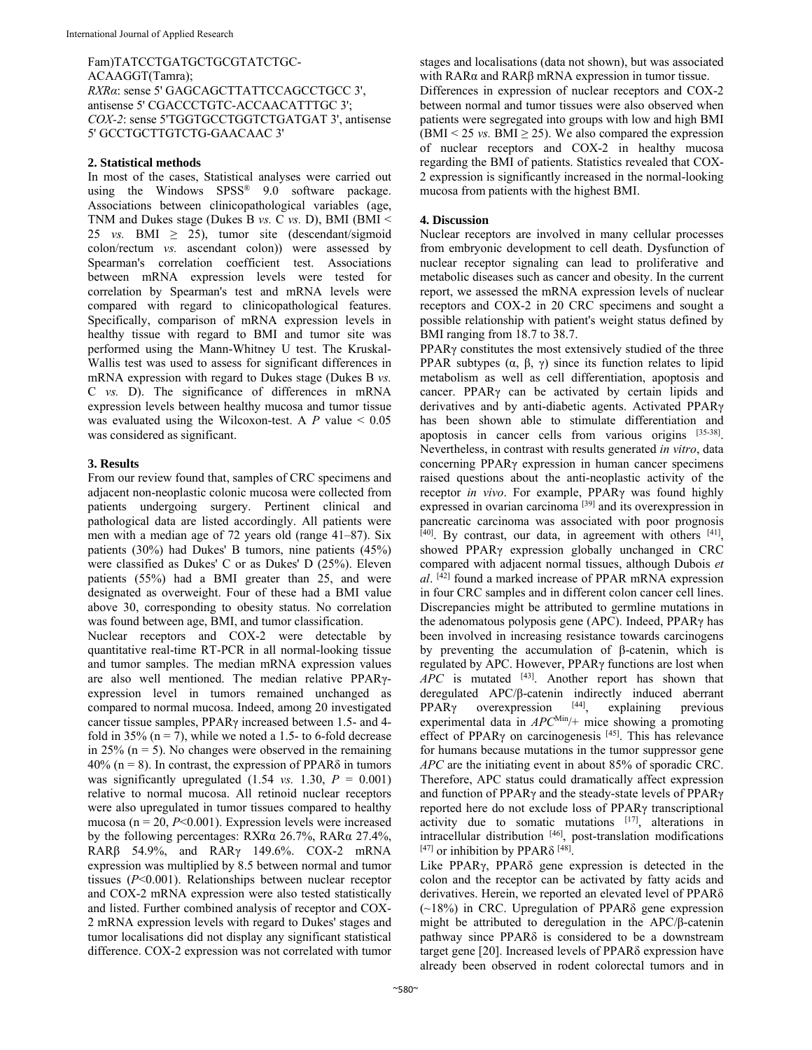Fam)TATCCTGATGCTGCGTATCTGC-ACAAGGT(Tamra);
*RXRα*: sense 5' GAGCAGCTTATTCCAGCCTGCC 3', antisense 5' CGACCCTGTC-ACCAACATTTGC 3';
*COX-2*: sense 5'TGGTGCCTGGTCTGATGAT 3', antisense 5' GCCTGCTTGTCTG-GAACAAC 3'

## 2. Statistical methods

In most of the cases, Statistical analyses were carried out using the Windows SPSS® 9.0 software package. Associations between clinicopathological variables (age, TNM and Dukes stage (Dukes B *vs.* C *vs.* D), BMI (BMI < 25 *vs.* BMI ≥ 25), tumor site (descendant/sigmoid colon/rectum *vs.* ascendant colon)) were assessed by Spearman's correlation coefficient test. Associations between mRNA expression levels were tested for correlation by Spearman's test and mRNA levels were compared with regard to clinicopathological features. Specifically, comparison of mRNA expression levels in healthy tissue with regard to BMI and tumor site was performed using the Mann-Whitney U test. The Kruskal-Wallis test was used to assess for significant differences in mRNA expression with regard to Dukes stage (Dukes B *vs.* C *vs.* D). The significance of differences in mRNA expression levels between healthy mucosa and tumor tissue was evaluated using the Wilcoxon-test. A *P* value < 0.05 was considered as significant.

## 3. Results

From our review found that, samples of CRC specimens and adjacent non-neoplastic colonic mucosa were collected from patients undergoing surgery. Pertinent clinical and pathological data are listed accordingly. All patients were men with a median age of 72 years old (range 41–87). Six patients (30%) had Dukes' B tumors, nine patients (45%) were classified as Dukes' C or as Dukes' D (25%). Eleven patients (55%) had a BMI greater than 25, and were designated as overweight. Four of these had a BMI value above 30, corresponding to obesity status. No correlation was found between age, BMI, and tumor classification.

Nuclear receptors and COX-2 were detectable by quantitative real-time RT-PCR in all normal-looking tissue and tumor samples. The median mRNA expression values are also well mentioned. The median relative PPARγ-expression level in tumors remained unchanged as compared to normal mucosa. Indeed, among 20 investigated cancer tissue samples, PPARγ increased between 1.5- and 4-fold in 35% (n = 7), while we noted a 1.5- to 6-fold decrease in 25% (n = 5). No changes were observed in the remaining 40% (n = 8). In contrast, the expression of PPARδ in tumors was significantly upregulated (1.54 *vs.* 1.30, *P* = 0.001) relative to normal mucosa. All retinoid nuclear receptors were also upregulated in tumor tissues compared to healthy mucosa (n = 20, *P*<0.001). Expression levels were increased by the following percentages: RXRα 26.7%, RARα 27.4%, RARβ 54.9%, and RARγ 149.6%. COX-2 mRNA expression was multiplied by 8.5 between normal and tumor tissues (*P*<0.001). Relationships between nuclear receptor and COX-2 mRNA expression were also tested statistically and listed. Further combined analysis of receptor and COX-2 mRNA expression levels with regard to Dukes' stages and tumor localisations did not display any significant statistical difference. COX-2 expression was not correlated with tumor stages and localisations (data not shown), but was associated with RARα and RARβ mRNA expression in tumor tissue.

Differences in expression of nuclear receptors and COX-2 between normal and tumor tissues were also observed when patients were segregated into groups with low and high BMI (BMI < 25 *vs.* BMI ≥ 25). We also compared the expression of nuclear receptors and COX-2 in healthy mucosa regarding the BMI of patients. Statistics revealed that COX-2 expression is significantly increased in the normal-looking mucosa from patients with the highest BMI.

## 4. Discussion

Nuclear receptors are involved in many cellular processes from embryonic development to cell death. Dysfunction of nuclear receptor signaling can lead to proliferative and metabolic diseases such as cancer and obesity. In the current report, we assessed the mRNA expression levels of nuclear receptors and COX-2 in 20 CRC specimens and sought a possible relationship with patient's weight status defined by BMI ranging from 18.7 to 38.7.

PPARγ constitutes the most extensively studied of the three PPAR subtypes (α, β, γ) since its function relates to lipid metabolism as well as cell differentiation, apoptosis and cancer. PPARγ can be activated by certain lipids and derivatives and by anti-diabetic agents. Activated PPARγ has been shown able to stimulate differentiation and apoptosis in cancer cells from various origins [35-38]. Nevertheless, in contrast with results generated *in vitro*, data concerning PPARγ expression in human cancer specimens raised questions about the anti-neoplastic activity of the receptor *in vivo*. For example, PPARγ was found highly expressed in ovarian carcinoma [39] and its overexpression in pancreatic carcinoma was associated with poor prognosis [40]. By contrast, our data, in agreement with others [41], showed PPARγ expression globally unchanged in CRC compared with adjacent normal tissues, although Dubois *et al*. [42] found a marked increase of PPAR mRNA expression in four CRC samples and in different colon cancer cell lines. Discrepancies might be attributed to germline mutations in the adenomatous polyposis gene (APC). Indeed, PPARγ has been involved in increasing resistance towards carcinogens by preventing the accumulation of β-catenin, which is regulated by APC. However, PPARγ functions are lost when *APC* is mutated [43]. Another report has shown that deregulated APC/β-catenin indirectly induced aberrant PPARγ overexpression [44], explaining previous experimental data in *APC*$^{Min}$/+ mice showing a promoting effect of PPARγ on carcinogenesis [45]. This has relevance for humans because mutations in the tumor suppressor gene *APC* are the initiating event in about 85% of sporadic CRC. Therefore, APC status could dramatically affect expression and function of PPARγ and the steady-state levels of PPARγ reported here do not exclude loss of PPARγ transcriptional activity due to somatic mutations [17], alterations in intracellular distribution [46], post-translation modifications [47] or inhibition by PPARδ [48].

Like PPARγ, PPARδ gene expression is detected in the colon and the receptor can be activated by fatty acids and derivatives. Herein, we reported an elevated level of PPARδ (~18%) in CRC. Upregulation of PPARδ gene expression might be attributed to deregulation in the APC/β-catenin pathway since PPARδ is considered to be a downstream target gene [20]. Increased levels of PPARδ expression have already been observed in rodent colorectal tumors and in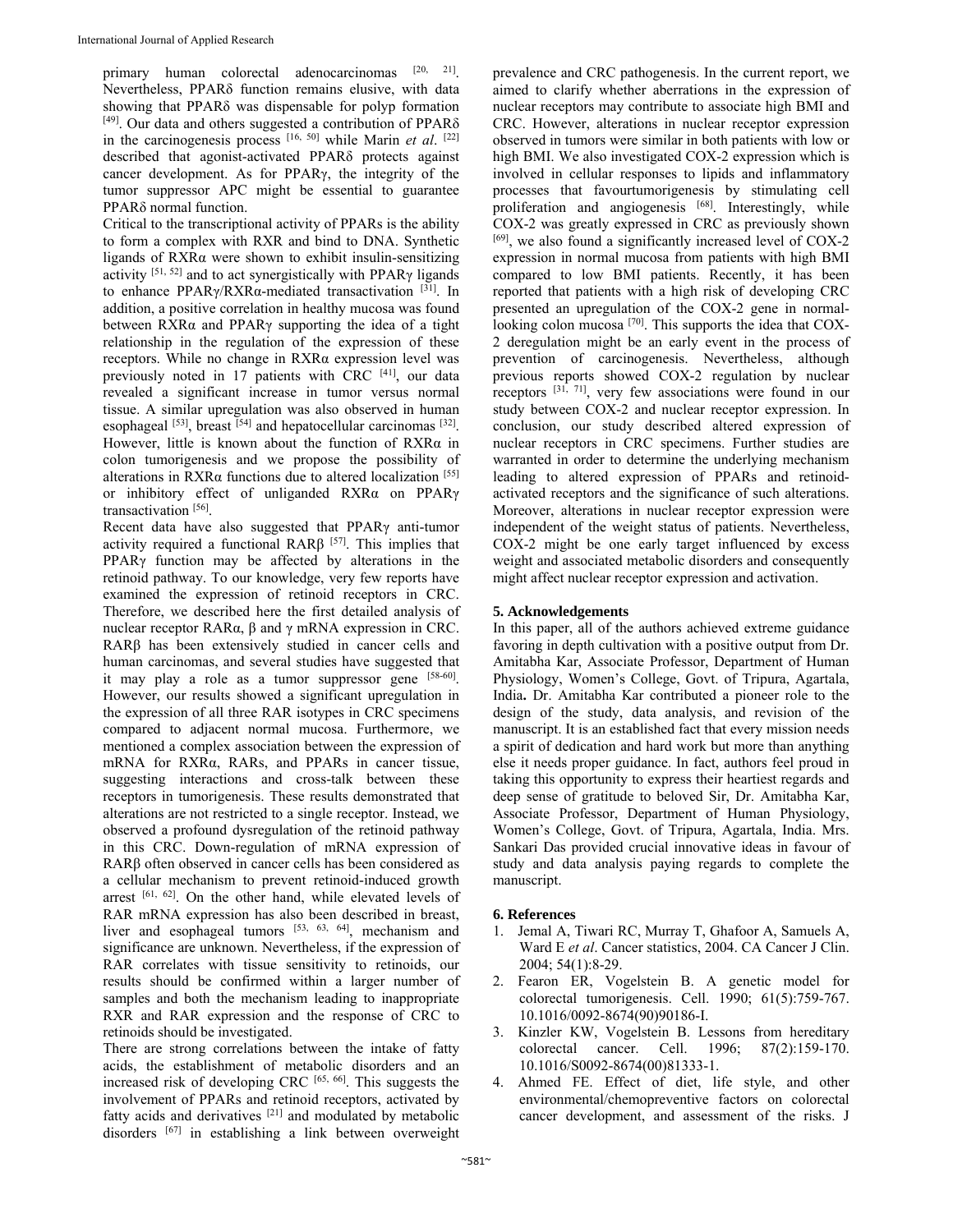primary human colorectal adenocarcinomas [20, 21]. Nevertheless, PPARδ function remains elusive, with data showing that PPARδ was dispensable for polyp formation [49]. Our data and others suggested a contribution of PPARδ in the carcinogenesis process [16, 50] while Marin *et al*. [22] described that agonist-activated PPARδ protects against cancer development. As for PPARγ, the integrity of the tumor suppressor APC might be essential to guarantee PPARδ normal function.

Critical to the transcriptional activity of PPARs is the ability to form a complex with RXR and bind to DNA. Synthetic ligands of RXRα were shown to exhibit insulin-sensitizing activity [51, 52] and to act synergistically with PPARγ ligands to enhance PPARγ/RXRα-mediated transactivation [31]. In addition, a positive correlation in healthy mucosa was found between RXRα and PPARγ supporting the idea of a tight relationship in the regulation of the expression of these receptors. While no change in RXRα expression level was previously noted in 17 patients with CRC [41], our data revealed a significant increase in tumor versus normal tissue. A similar upregulation was also observed in human esophageal [53], breast [54] and hepatocellular carcinomas [32]. However, little is known about the function of RXRα in colon tumorigenesis and we propose the possibility of alterations in RXRα functions due to altered localization [55] or inhibitory effect of unliganded RXRα on PPARγ transactivation [56].

Recent data have also suggested that PPARγ anti-tumor activity required a functional RARβ [57]. This implies that PPARγ function may be affected by alterations in the retinoid pathway. To our knowledge, very few reports have examined the expression of retinoid receptors in CRC. Therefore, we described here the first detailed analysis of nuclear receptor RARα, β and γ mRNA expression in CRC. RARβ has been extensively studied in cancer cells and human carcinomas, and several studies have suggested that it may play a role as a tumor suppressor gene [58-60]. However, our results showed a significant upregulation in the expression of all three RAR isotypes in CRC specimens compared to adjacent normal mucosa. Furthermore, we mentioned a complex association between the expression of mRNA for RXRα, RARs, and PPARs in cancer tissue, suggesting interactions and cross-talk between these receptors in tumorigenesis. These results demonstrated that alterations are not restricted to a single receptor. Instead, we observed a profound dysregulation of the retinoid pathway in this CRC. Down-regulation of mRNA expression of RARβ often observed in cancer cells has been considered as a cellular mechanism to prevent retinoid-induced growth arrest [61, 62]. On the other hand, while elevated levels of RAR mRNA expression has also been described in breast, liver and esophageal tumors [53, 63, 64], mechanism and significance are unknown. Nevertheless, if the expression of RAR correlates with tissue sensitivity to retinoids, our results should be confirmed within a larger number of samples and both the mechanism leading to inappropriate RXR and RAR expression and the response of CRC to retinoids should be investigated.

There are strong correlations between the intake of fatty acids, the establishment of metabolic disorders and an increased risk of developing CRC [65, 66]. This suggests the involvement of PPARs and retinoid receptors, activated by fatty acids and derivatives [21] and modulated by metabolic disorders [67] in establishing a link between overweight prevalence and CRC pathogenesis. In the current report, we aimed to clarify whether aberrations in the expression of nuclear receptors may contribute to associate high BMI and CRC. However, alterations in nuclear receptor expression observed in tumors were similar in both patients with low or high BMI. We also investigated COX-2 expression which is involved in cellular responses to lipids and inflammatory processes that favourtumorigenesis by stimulating cell proliferation and angiogenesis [68]. Interestingly, while COX-2 was greatly expressed in CRC as previously shown [69], we also found a significantly increased level of COX-2 expression in normal mucosa from patients with high BMI compared to low BMI patients. Recently, it has been reported that patients with a high risk of developing CRC presented an upregulation of the COX-2 gene in normal-looking colon mucosa [70]. This supports the idea that COX-2 deregulation might be an early event in the process of prevention of carcinogenesis. Nevertheless, although previous reports showed COX-2 regulation by nuclear receptors [31, 71], very few associations were found in our study between COX-2 and nuclear receptor expression. In conclusion, our study described altered expression of nuclear receptors in CRC specimens. Further studies are warranted in order to determine the underlying mechanism leading to altered expression of PPARs and retinoid-activated receptors and the significance of such alterations. Moreover, alterations in nuclear receptor expression were independent of the weight status of patients. Nevertheless, COX-2 might be one early target influenced by excess weight and associated metabolic disorders and consequently might affect nuclear receptor expression and activation.

## 5. Acknowledgements

In this paper, all of the authors achieved extreme guidance favoring in depth cultivation with a positive output from Dr. Amitabha Kar, Associate Professor, Department of Human Physiology, Women's College, Govt. of Tripura, Agartala, India**.** Dr. Amitabha Kar contributed a pioneer role to the design of the study, data analysis, and revision of the manuscript. It is an established fact that every mission needs a spirit of dedication and hard work but more than anything else it needs proper guidance. In fact, authors feel proud in taking this opportunity to express their heartiest regards and deep sense of gratitude to beloved Sir, Dr. Amitabha Kar, Associate Professor, Department of Human Physiology, Women's College, Govt. of Tripura, Agartala, India. Mrs. Sankari Das provided crucial innovative ideas in favour of study and data analysis paying regards to complete the manuscript.

## 6. References

1. Jemal A, Tiwari RC, Murray T, Ghafoor A, Samuels A, Ward E *et al*. Cancer statistics, 2004. CA Cancer J Clin. 2004; 54(1):8-29.
2. Fearon ER, Vogelstein B. A genetic model for colorectal tumorigenesis. Cell. 1990; 61(5):759-767. 10.1016/0092-8674(90)90186-I.
3. Kinzler KW, Vogelstein B. Lessons from hereditary colorectal cancer. Cell. 1996; 87(2):159-170. 10.1016/S0092-8674(00)81333-1.
4. Ahmed FE. Effect of diet, life style, and other environmental/chemopreventive factors on colorectal cancer development, and assessment of the risks. J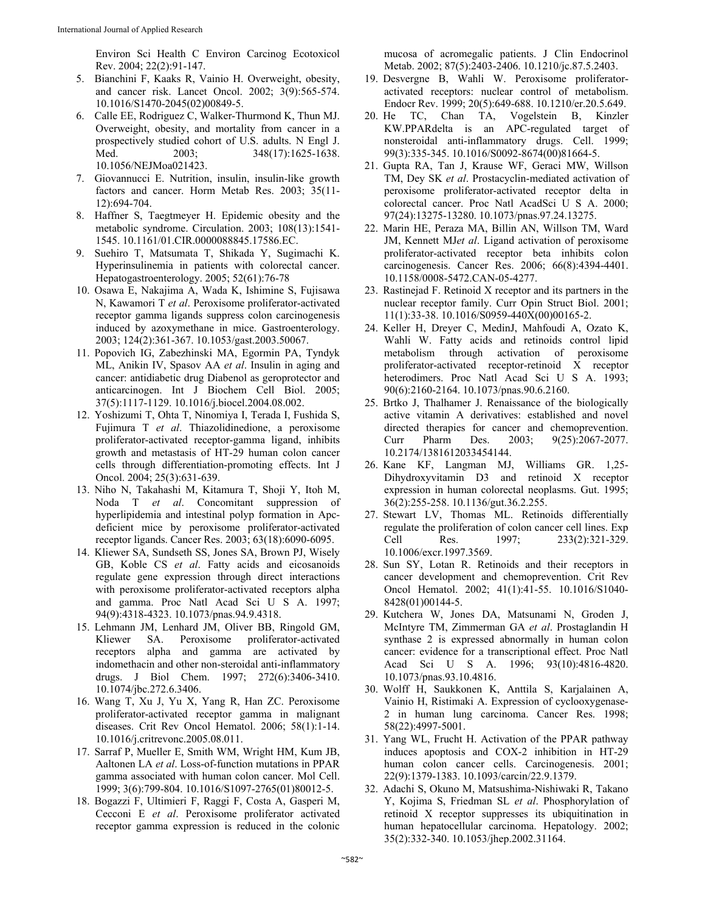Environ Sci Health C Environ Carcinog Ecotoxicol Rev. 2004; 22(2):91-147.

5. Bianchini F, Kaaks R, Vainio H. Overweight, obesity, and cancer risk. Lancet Oncol. 2002; 3(9):565-574. 10.1016/S1470-2045(02)00849-5.
6. Calle EE, Rodriguez C, Walker-Thurmond K, Thun MJ. Overweight, obesity, and mortality from cancer in a prospectively studied cohort of U.S. adults. N Engl J. Med. 2003; 348(17):1625-1638. 10.1056/NEJMoa021423.
7. Giovannucci E. Nutrition, insulin, insulin-like growth factors and cancer. Horm Metab Res. 2003; 35(11-12):694-704.
8. Haffner S, Taegtmeyer H. Epidemic obesity and the metabolic syndrome. Circulation. 2003; 108(13):1541-1545. 10.1161/01.CIR.0000088845.17586.EC.
9. Suehiro T, Matsumata T, Shikada Y, Sugimachi K. Hyperinsulinemia in patients with colorectal cancer. Hepatogastroenterology. 2005; 52(61):76-78
10. Osawa E, Nakajima A, Wada K, Ishimine S, Fujisawa N, Kawamori T *et al*. Peroxisome proliferator-activated receptor gamma ligands suppress colon carcinogenesis induced by azoxymethane in mice. Gastroenterology. 2003; 124(2):361-367. 10.1053/gast.2003.50067.
11. Popovich IG, Zabezhinski MA, Egormin PA, Tyndyk ML, Anikin IV, Spasov AA *et al*. Insulin in aging and cancer: antidiabetic drug Diabenol as geroprotector and anticarcinogen. Int J Biochem Cell Biol. 2005; 37(5):1117-1129. 10.1016/j.biocel.2004.08.002.
12. Yoshizumi T, Ohta T, Ninomiya I, Terada I, Fushida S, Fujimura T *et al*. Thiazolidinedione, a peroxisome proliferator-activated receptor-gamma ligand, inhibits growth and metastasis of HT-29 human colon cancer cells through differentiation-promoting effects. Int J Oncol. 2004; 25(3):631-639.
13. Niho N, Takahashi M, Kitamura T, Shoji Y, Itoh M, Noda T *et al*. Concomitant suppression of hyperlipidemia and intestinal polyp formation in Apc-deficient mice by peroxisome proliferator-activated receptor ligands. Cancer Res. 2003; 63(18):6090-6095.
14. Kliewer SA, Sundseth SS, Jones SA, Brown PJ, Wisely GB, Koble CS *et al*. Fatty acids and eicosanoids regulate gene expression through direct interactions with peroxisome proliferator-activated receptors alpha and gamma. Proc Natl Acad Sci U S A. 1997; 94(9):4318-4323. 10.1073/pnas.94.9.4318.
15. Lehmann JM, Lenhard JM, Oliver BB, Ringold GM, Kliewer SA. Peroxisome proliferator-activated receptors alpha and gamma are activated by indomethacin and other non-steroidal anti-inflammatory drugs. J Biol Chem. 1997; 272(6):3406-3410. 10.1074/jbc.272.6.3406.
16. Wang T, Xu J, Yu X, Yang R, Han ZC. Peroxisome proliferator-activated receptor gamma in malignant diseases. Crit Rev Oncol Hematol. 2006; 58(1):1-14. 10.1016/j.critrevonc.2005.08.011.
17. Sarraf P, Mueller E, Smith WM, Wright HM, Kum JB, Aaltonen LA *et al*. Loss-of-function mutations in PPAR gamma associated with human colon cancer. Mol Cell. 1999; 3(6):799-804. 10.1016/S1097-2765(01)80012-5.
18. Bogazzi F, Ultimieri F, Raggi F, Costa A, Gasperi M, Cecconi E *et al*. Peroxisome proliferator activated receptor gamma expression is reduced in the colonic mucosa of acromegalic patients. J Clin Endocrinol Metab. 2002; 87(5):2403-2406. 10.1210/jc.87.5.2403.
19. Desvergne B, Wahli W. Peroxisome proliferator-activated receptors: nuclear control of metabolism. Endocr Rev. 1999; 20(5):649-688. 10.1210/er.20.5.649.
20. He TC, Chan TA, Vogelstein B, Kinzler KW.PPARdelta is an APC-regulated target of nonsteroidal anti-inflammatory drugs. Cell. 1999; 99(3):335-345. 10.1016/S0092-8674(00)81664-5.
21. Gupta RA, Tan J, Krause WF, Geraci MW, Willson TM, Dey SK *et al*. Prostacyclin-mediated activation of peroxisome proliferator-activated receptor delta in colorectal cancer. Proc Natl AcadSci U S A. 2000; 97(24):13275-13280. 10.1073/pnas.97.24.13275.
22. Marin HE, Peraza MA, Billin AN, Willson TM, Ward JM, Kennett MJ*et al*. Ligand activation of peroxisome proliferator-activated receptor beta inhibits colon carcinogenesis. Cancer Res. 2006; 66(8):4394-4401. 10.1158/0008-5472.CAN-05-4277.
23. Rastinejad F. Retinoid X receptor and its partners in the nuclear receptor family. Curr Opin Struct Biol. 2001; 11(1):33-38. 10.1016/S0959-440X(00)00165-2.
24. Keller H, Dreyer C, MedinJ, Mahfoudi A, Ozato K, Wahli W. Fatty acids and retinoids control lipid metabolism through activation of peroxisome proliferator-activated receptor-retinoid X receptor heterodimers. Proc Natl Acad Sci U S A. 1993; 90(6):2160-2164. 10.1073/pnas.90.6.2160.
25. Brtko J, Thalhamer J. Renaissance of the biologically active vitamin A derivatives: established and novel directed therapies for cancer and chemoprevention. Curr Pharm Des. 2003; 9(25):2067-2077. 10.2174/1381612033454144.
26. Kane KF, Langman MJ, Williams GR. 1,25-Dihydroxyvitamin D3 and retinoid X receptor expression in human colorectal neoplasms. Gut. 1995; 36(2):255-258. 10.1136/gut.36.2.255.
27. Stewart LV, Thomas ML. Retinoids differentially regulate the proliferation of colon cancer cell lines. Exp Cell Res. 1997; 233(2):321-329. 10.1006/excr.1997.3569.
28. Sun SY, Lotan R. Retinoids and their receptors in cancer development and chemoprevention. Crit Rev Oncol Hematol. 2002; 41(1):41-55. 10.1016/S1040-8428(01)00144-5.
29. Kutchera W, Jones DA, Matsunami N, Groden J, McIntyre TM, Zimmerman GA *et al*. Prostaglandin H synthase 2 is expressed abnormally in human colon cancer: evidence for a transcriptional effect. Proc Natl Acad Sci U S A. 1996; 93(10):4816-4820. 10.1073/pnas.93.10.4816.
30. Wolff H, Saukkonen K, Anttila S, Karjalainen A, Vainio H, Ristimaki A. Expression of cyclooxygenase-2 in human lung carcinoma. Cancer Res. 1998; 58(22):4997-5001.
31. Yang WL, Frucht H. Activation of the PPAR pathway induces apoptosis and COX-2 inhibition in HT-29 human colon cancer cells. Carcinogenesis. 2001; 22(9):1379-1383. 10.1093/carcin/22.9.1379.
32. Adachi S, Okuno M, Matsushima-Nishiwaki R, Takano Y, Kojima S, Friedman SL *et al*. Phosphorylation of retinoid X receptor suppresses its ubiquitination in human hepatocellular carcinoma. Hepatology. 2002; 35(2):332-340. 10.1053/jhep.2002.31164.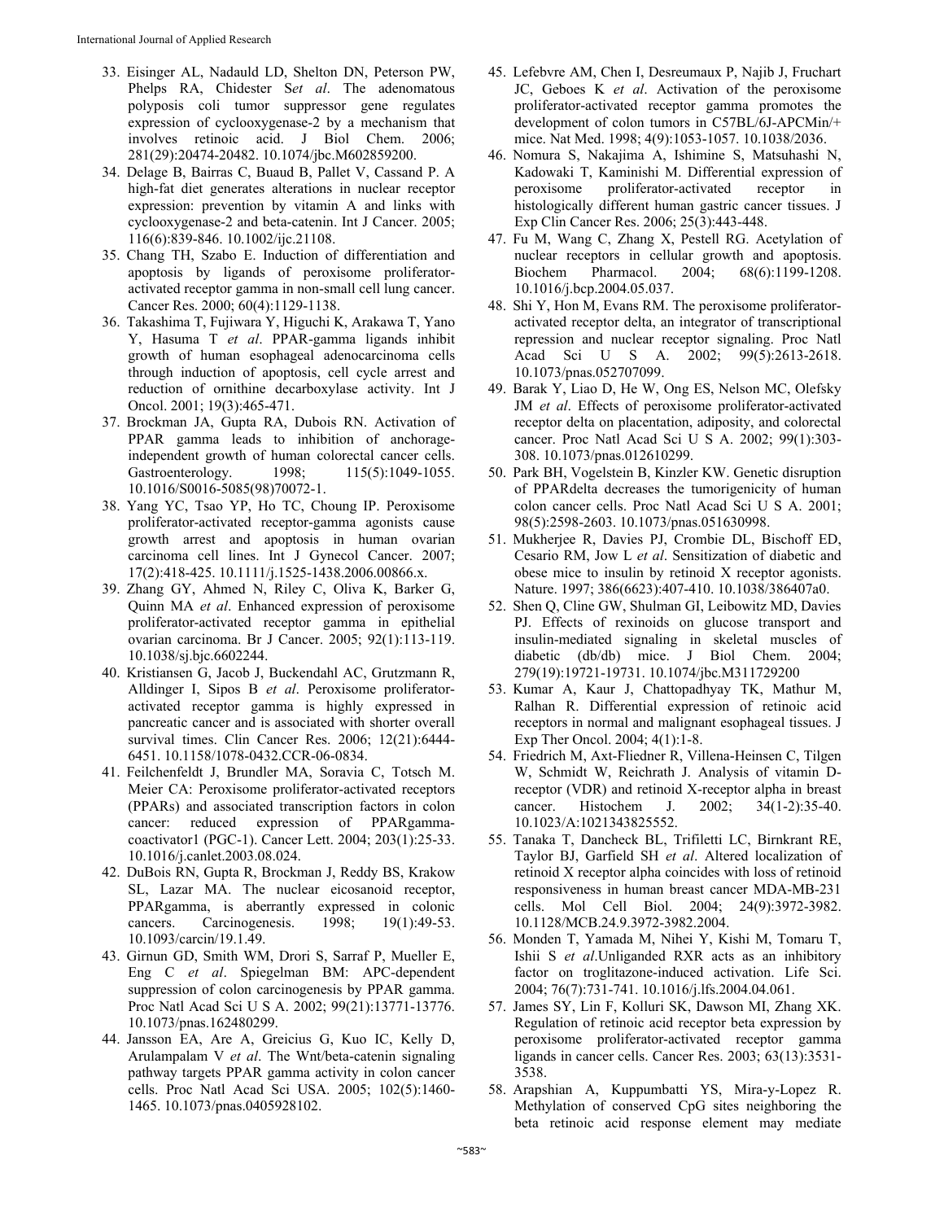33. Eisinger AL, Nadauld LD, Shelton DN, Peterson PW, Phelps RA, Chidester S*et al*. The adenomatous polyposis coli tumor suppressor gene regulates expression of cyclooxygenase-2 by a mechanism that involves retinoic acid. J Biol Chem. 2006; 281(29):20474-20482. 10.1074/jbc.M602859200.
34. Delage B, Bairras C, Buaud B, Pallet V, Cassand P. A high-fat diet generates alterations in nuclear receptor expression: prevention by vitamin A and links with cyclooxygenase-2 and beta-catenin. Int J Cancer. 2005; 116(6):839-846. 10.1002/ijc.21108.
35. Chang TH, Szabo E. Induction of differentiation and apoptosis by ligands of peroxisome proliferator-activated receptor gamma in non-small cell lung cancer. Cancer Res. 2000; 60(4):1129-1138.
36. Takashima T, Fujiwara Y, Higuchi K, Arakawa T, Yano Y, Hasuma T *et al*. PPAR-gamma ligands inhibit growth of human esophageal adenocarcinoma cells through induction of apoptosis, cell cycle arrest and reduction of ornithine decarboxylase activity. Int J Oncol. 2001; 19(3):465-471.
37. Brockman JA, Gupta RA, Dubois RN. Activation of PPAR gamma leads to inhibition of anchorage-independent growth of human colorectal cancer cells. Gastroenterology. 1998; 115(5):1049-1055. 10.1016/S0016-5085(98)70072-1.
38. Yang YC, Tsao YP, Ho TC, Choung IP. Peroxisome proliferator-activated receptor-gamma agonists cause growth arrest and apoptosis in human ovarian carcinoma cell lines. Int J Gynecol Cancer. 2007; 17(2):418-425. 10.1111/j.1525-1438.2006.00866.x.
39. Zhang GY, Ahmed N, Riley C, Oliva K, Barker G, Quinn MA *et al*. Enhanced expression of peroxisome proliferator-activated receptor gamma in epithelial ovarian carcinoma. Br J Cancer. 2005; 92(1):113-119. 10.1038/sj.bjc.6602244.
40. Kristiansen G, Jacob J, Buckendahl AC, Grutzmann R, Alldinger I, Sipos B *et al*. Peroxisome proliferator-activated receptor gamma is highly expressed in pancreatic cancer and is associated with shorter overall survival times. Clin Cancer Res. 2006; 12(21):6444-6451. 10.1158/1078-0432.CCR-06-0834.
41. Feilchenfeldt J, Brundler MA, Soravia C, Totsch M. Meier CA: Peroxisome proliferator-activated receptors (PPARs) and associated transcription factors in colon cancer: reduced expression of PPARgamma-coactivator1 (PGC-1). Cancer Lett. 2004; 203(1):25-33. 10.1016/j.canlet.2003.08.024.
42. DuBois RN, Gupta R, Brockman J, Reddy BS, Krakow SL, Lazar MA. The nuclear eicosanoid receptor, PPARgamma, is aberrantly expressed in colonic cancers. Carcinogenesis. 1998; 19(1):49-53. 10.1093/carcin/19.1.49.
43. Girnun GD, Smith WM, Drori S, Sarraf P, Mueller E, Eng C *et al*. Spiegelman BM: APC-dependent suppression of colon carcinogenesis by PPAR gamma. Proc Natl Acad Sci U S A. 2002; 99(21):13771-13776. 10.1073/pnas.162480299.
44. Jansson EA, Are A, Greicius G, Kuo IC, Kelly D, Arulampalam V *et al*. The Wnt/beta-catenin signaling pathway targets PPAR gamma activity in colon cancer cells. Proc Natl Acad Sci USA. 2005; 102(5):1460-1465. 10.1073/pnas.0405928102.
45. Lefebvre AM, Chen I, Desreumaux P, Najib J, Fruchart JC, Geboes K *et al*. Activation of the peroxisome proliferator-activated receptor gamma promotes the development of colon tumors in C57BL/6J-APCMin/+ mice. Nat Med. 1998; 4(9):1053-1057. 10.1038/2036.
46. Nomura S, Nakajima A, Ishimine S, Matsuhashi N, Kadowaki T, Kaminishi M. Differential expression of peroxisome proliferator-activated receptor in histologically different human gastric cancer tissues. J Exp Clin Cancer Res. 2006; 25(3):443-448.
47. Fu M, Wang C, Zhang X, Pestell RG. Acetylation of nuclear receptors in cellular growth and apoptosis. Biochem Pharmacol. 2004; 68(6):1199-1208. 10.1016/j.bcp.2004.05.037.
48. Shi Y, Hon M, Evans RM. The peroxisome proliferator-activated receptor delta, an integrator of transcriptional repression and nuclear receptor signaling. Proc Natl Acad Sci U S A. 2002; 99(5):2613-2618. 10.1073/pnas.052707099.
49. Barak Y, Liao D, He W, Ong ES, Nelson MC, Olefsky JM *et al*. Effects of peroxisome proliferator-activated receptor delta on placentation, adiposity, and colorectal cancer. Proc Natl Acad Sci U S A. 2002; 99(1):303-308. 10.1073/pnas.012610299.
50. Park BH, Vogelstein B, Kinzler KW. Genetic disruption of PPARdelta decreases the tumorigenicity of human colon cancer cells. Proc Natl Acad Sci U S A. 2001; 98(5):2598-2603. 10.1073/pnas.051630998.
51. Mukherjee R, Davies PJ, Crombie DL, Bischoff ED, Cesario RM, Jow L *et al*. Sensitization of diabetic and obese mice to insulin by retinoid X receptor agonists. Nature. 1997; 386(6623):407-410. 10.1038/386407a0.
52. Shen Q, Cline GW, Shulman GI, Leibowitz MD, Davies PJ. Effects of rexinoids on glucose transport and insulin-mediated signaling in skeletal muscles of diabetic (db/db) mice. J Biol Chem. 2004; 279(19):19721-19731. 10.1074/jbc.M311729200
53. Kumar A, Kaur J, Chattopadhyay TK, Mathur M, Ralhan R. Differential expression of retinoic acid receptors in normal and malignant esophageal tissues. J Exp Ther Oncol. 2004; 4(1):1-8.
54. Friedrich M, Axt-Fliedner R, Villena-Heinsen C, Tilgen W, Schmidt W, Reichrath J. Analysis of vitamin D-receptor (VDR) and retinoid X-receptor alpha in breast cancer. Histochem J. 2002; 34(1-2):35-40. 10.1023/A:1021343825552.
55. Tanaka T, Dancheck BL, Trifiletti LC, Birnkrant RE, Taylor BJ, Garfield SH *et al*. Altered localization of retinoid X receptor alpha coincides with loss of retinoid responsiveness in human breast cancer MDA-MB-231 cells. Mol Cell Biol. 2004; 24(9):3972-3982. 10.1128/MCB.24.9.3972-3982.2004.
56. Monden T, Yamada M, Nihei Y, Kishi M, Tomaru T, Ishii S *et al*.Unliganded RXR acts as an inhibitory factor on troglitazone-induced activation. Life Sci. 2004; 76(7):731-741. 10.1016/j.lfs.2004.04.061.
57. James SY, Lin F, Kolluri SK, Dawson MI, Zhang XK. Regulation of retinoic acid receptor beta expression by peroxisome proliferator-activated receptor gamma ligands in cancer cells. Cancer Res. 2003; 63(13):3531-3538.
58. Arapshian A, Kuppumbatti YS, Mira-y-Lopez R. Methylation of conserved CpG sites neighboring the beta retinoic acid response element may mediate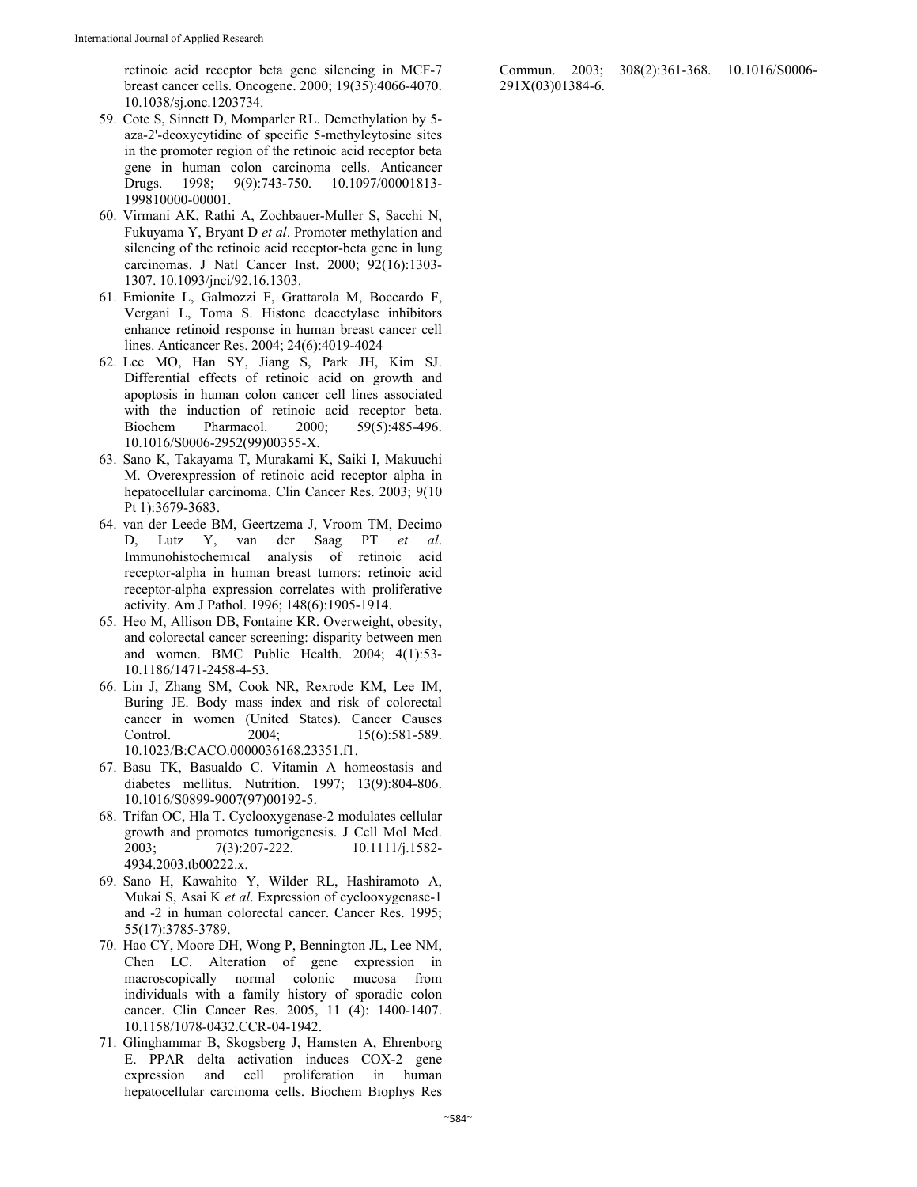retinoic acid receptor beta gene silencing in MCF-7 breast cancer cells. Oncogene. 2000; 19(35):4066-4070. 10.1038/sj.onc.1203734.

59. Cote S, Sinnett D, Momparler RL. Demethylation by 5-aza-2'-deoxycytidine of specific 5-methylcytosine sites in the promoter region of the retinoic acid receptor beta gene in human colon carcinoma cells. Anticancer Drugs. 1998; 9(9):743-750. 10.1097/00001813-199810000-00001.
60. Virmani AK, Rathi A, Zochbauer-Muller S, Sacchi N, Fukuyama Y, Bryant D *et al*. Promoter methylation and silencing of the retinoic acid receptor-beta gene in lung carcinomas. J Natl Cancer Inst. 2000; 92(16):1303-1307. 10.1093/jnci/92.16.1303.
61. Emionite L, Galmozzi F, Grattarola M, Boccardo F, Vergani L, Toma S. Histone deacetylase inhibitors enhance retinoid response in human breast cancer cell lines. Anticancer Res. 2004; 24(6):4019-4024
62. Lee MO, Han SY, Jiang S, Park JH, Kim SJ. Differential effects of retinoic acid on growth and apoptosis in human colon cancer cell lines associated with the induction of retinoic acid receptor beta. Biochem Pharmacol. 2000; 59(5):485-496. 10.1016/S0006-2952(99)00355-X.
63. Sano K, Takayama T, Murakami K, Saiki I, Makuuchi M. Overexpression of retinoic acid receptor alpha in hepatocellular carcinoma. Clin Cancer Res. 2003; 9(10 Pt 1):3679-3683.
64. van der Leede BM, Geertzema J, Vroom TM, Decimo D, Lutz Y, van der Saag PT *et al*. Immunohistochemical analysis of retinoic acid receptor-alpha in human breast tumors: retinoic acid receptor-alpha expression correlates with proliferative activity. Am J Pathol. 1996; 148(6):1905-1914.
65. Heo M, Allison DB, Fontaine KR. Overweight, obesity, and colorectal cancer screening: disparity between men and women. BMC Public Health. 2004; 4(1):53-10.1186/1471-2458-4-53.
66. Lin J, Zhang SM, Cook NR, Rexrode KM, Lee IM, Buring JE. Body mass index and risk of colorectal cancer in women (United States). Cancer Causes Control. 2004; 15(6):581-589. 10.1023/B:CACO.0000036168.23351.f1.
67. Basu TK, Basualdo C. Vitamin A homeostasis and diabetes mellitus. Nutrition. 1997; 13(9):804-806. 10.1016/S0899-9007(97)00192-5.
68. Trifan OC, Hla T. Cyclooxygenase-2 modulates cellular growth and promotes tumorigenesis. J Cell Mol Med. 2003; 7(3):207-222. 10.1111/j.1582-4934.2003.tb00222.x.
69. Sano H, Kawahito Y, Wilder RL, Hashiramoto A, Mukai S, Asai K *et al*. Expression of cyclooxygenase-1 and -2 in human colorectal cancer. Cancer Res. 1995; 55(17):3785-3789.
70. Hao CY, Moore DH, Wong P, Bennington JL, Lee NM, Chen LC. Alteration of gene expression in macroscopically normal colonic mucosa from individuals with a family history of sporadic colon cancer. Clin Cancer Res. 2005, 11 (4): 1400-1407. 10.1158/1078-0432.CCR-04-1942.
71. Glinghammar B, Skogsberg J, Hamsten A, Ehrenborg E. PPAR delta activation induces COX-2 gene expression and cell proliferation in human hepatocellular carcinoma cells. Biochem Biophys Res Commun. 2003; 308(2):361-368. 10.1016/S0006-291X(03)01384-6.